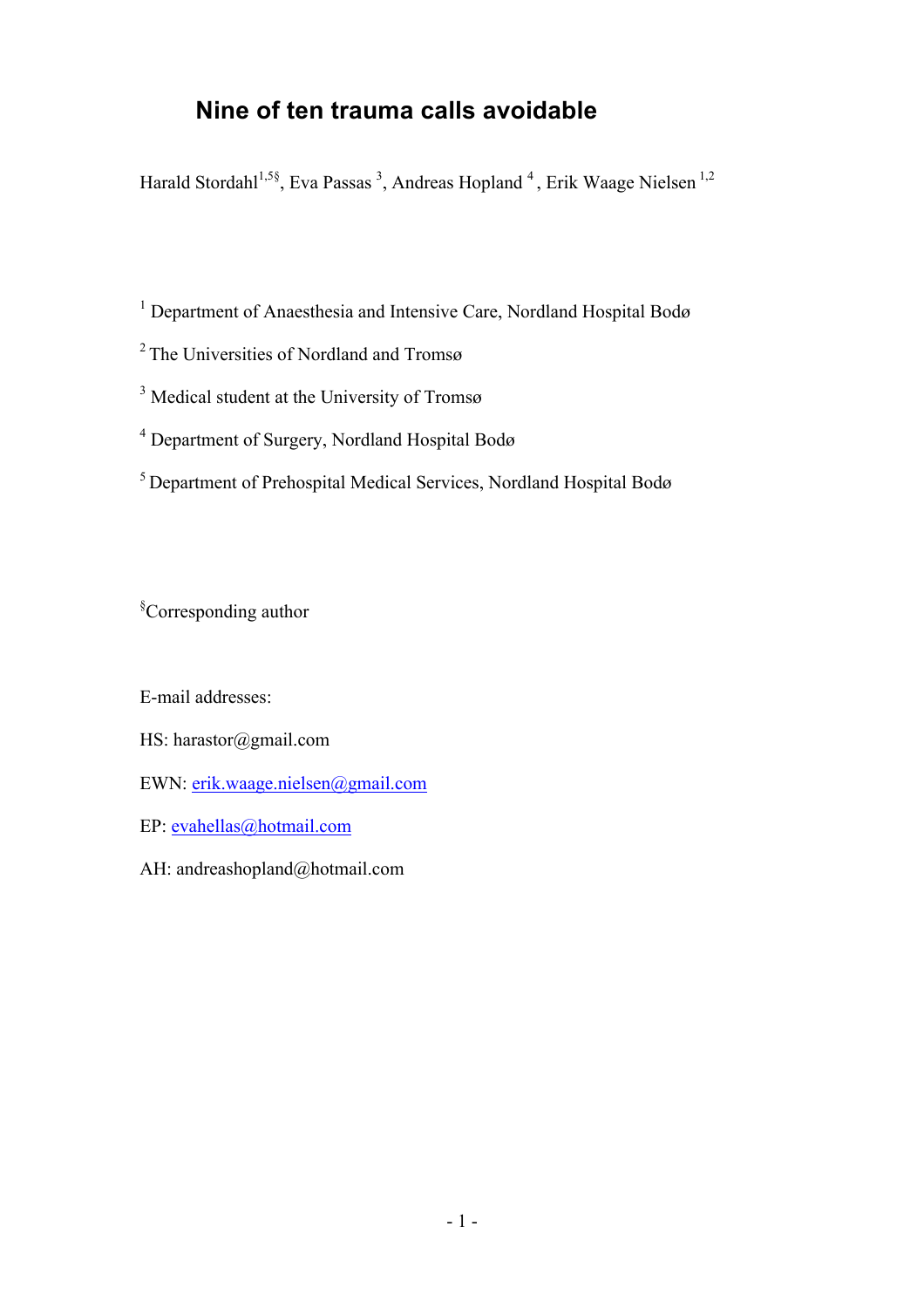# Nine of ten trauma calls avoidable

Harald Stordahl[1,5§], Eva Passas [3], Andreas Hopland [4], Erik Waage Nielsen [1,2]

[1] Department of Anaesthesia and Intensive Care, Nordland Hospital Bodø

[2] The Universities of Nordland and Tromsø

[3] Medical student at the University of Tromsø

[4] Department of Surgery, Nordland Hospital Bodø

[5] Department of Prehospital Medical Services, Nordland Hospital Bodø

[§]Corresponding author

E-mail addresses:

HS: harastor@gmail.com

EWN: erik.waage.nielsen@gmail.com

EP: evahellas@hotmail.com

AH: andreashopland@hotmail.com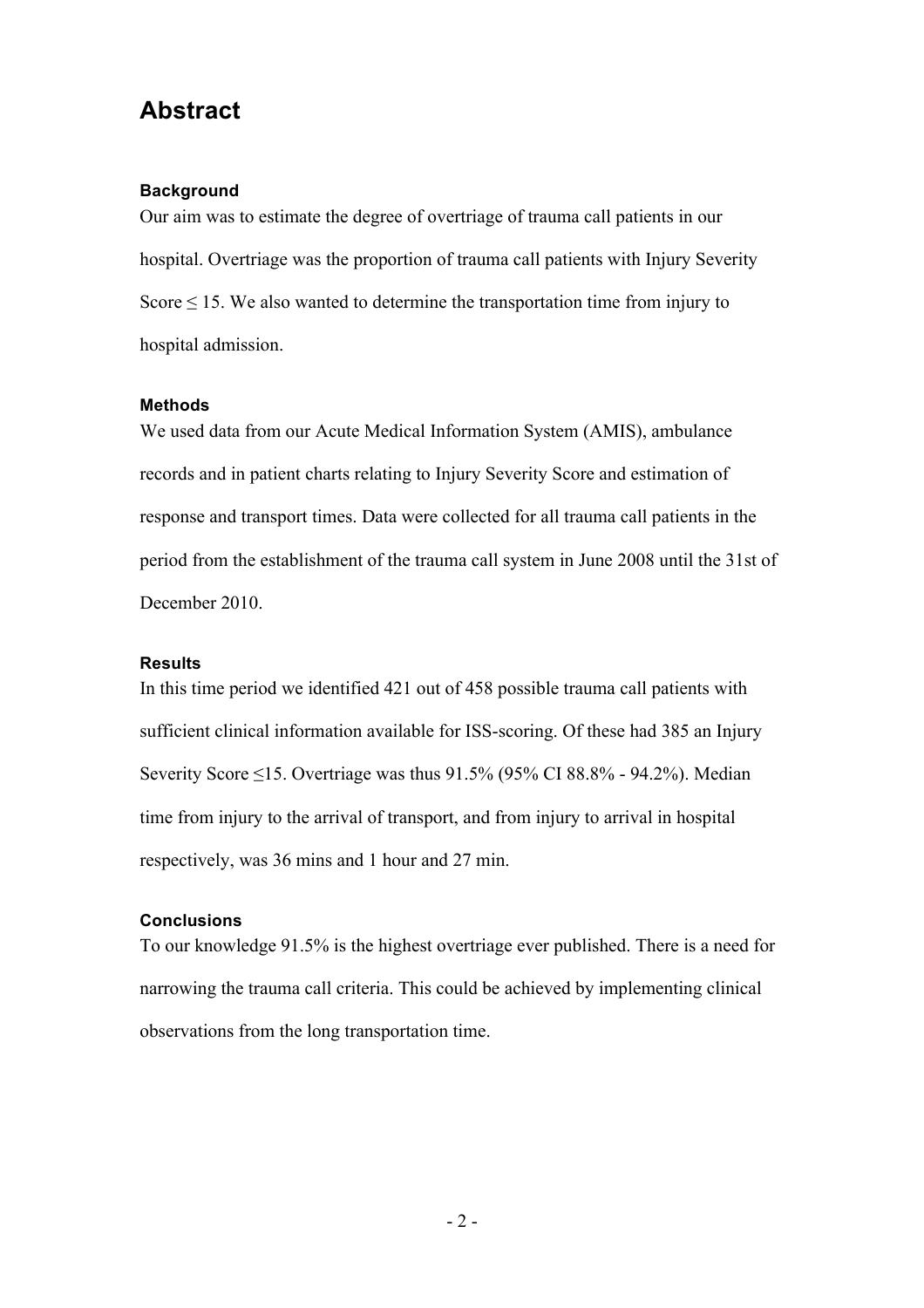## Abstract

### Background

Our aim was to estimate the degree of overtriage of trauma call patients in our hospital. Overtriage was the proportion of trauma call patients with Injury Severity Score ≤ 15. We also wanted to determine the transportation time from injury to hospital admission.

### Methods

We used data from our Acute Medical Information System (AMIS), ambulance records and in patient charts relating to Injury Severity Score and estimation of response and transport times. Data were collected for all trauma call patients in the period from the establishment of the trauma call system in June 2008 until the 31st of December 2010.

### Results

In this time period we identified 421 out of 458 possible trauma call patients with sufficient clinical information available for ISS-scoring. Of these had 385 an Injury Severity Score ≤15. Overtriage was thus 91.5% (95% CI 88.8% - 94.2%). Median time from injury to the arrival of transport, and from injury to arrival in hospital respectively, was 36 mins and 1 hour and 27 min.

### Conclusions

To our knowledge 91.5% is the highest overtriage ever published. There is a need for narrowing the trauma call criteria. This could be achieved by implementing clinical observations from the long transportation time.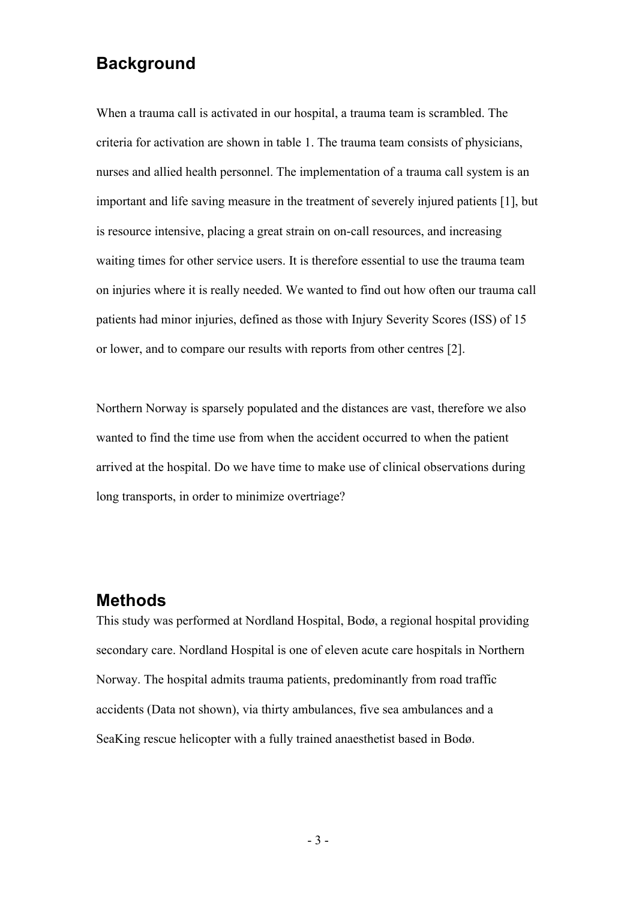## Background

When a trauma call is activated in our hospital, a trauma team is scrambled. The criteria for activation are shown in table 1. The trauma team consists of physicians, nurses and allied health personnel. The implementation of a trauma call system is an important and life saving measure in the treatment of severely injured patients [1], but is resource intensive, placing a great strain on on-call resources, and increasing waiting times for other service users. It is therefore essential to use the trauma team on injuries where it is really needed. We wanted to find out how often our trauma call patients had minor injuries, defined as those with Injury Severity Scores (ISS) of 15 or lower, and to compare our results with reports from other centres [2].

Northern Norway is sparsely populated and the distances are vast, therefore we also wanted to find the time use from when the accident occurred to when the patient arrived at the hospital. Do we have time to make use of clinical observations during long transports, in order to minimize overtriage?

## Methods

This study was performed at Nordland Hospital, Bodø, a regional hospital providing secondary care. Nordland Hospital is one of eleven acute care hospitals in Northern Norway. The hospital admits trauma patients, predominantly from road traffic accidents (Data not shown), via thirty ambulances, five sea ambulances and a SeaKing rescue helicopter with a fully trained anaesthetist based in Bodø.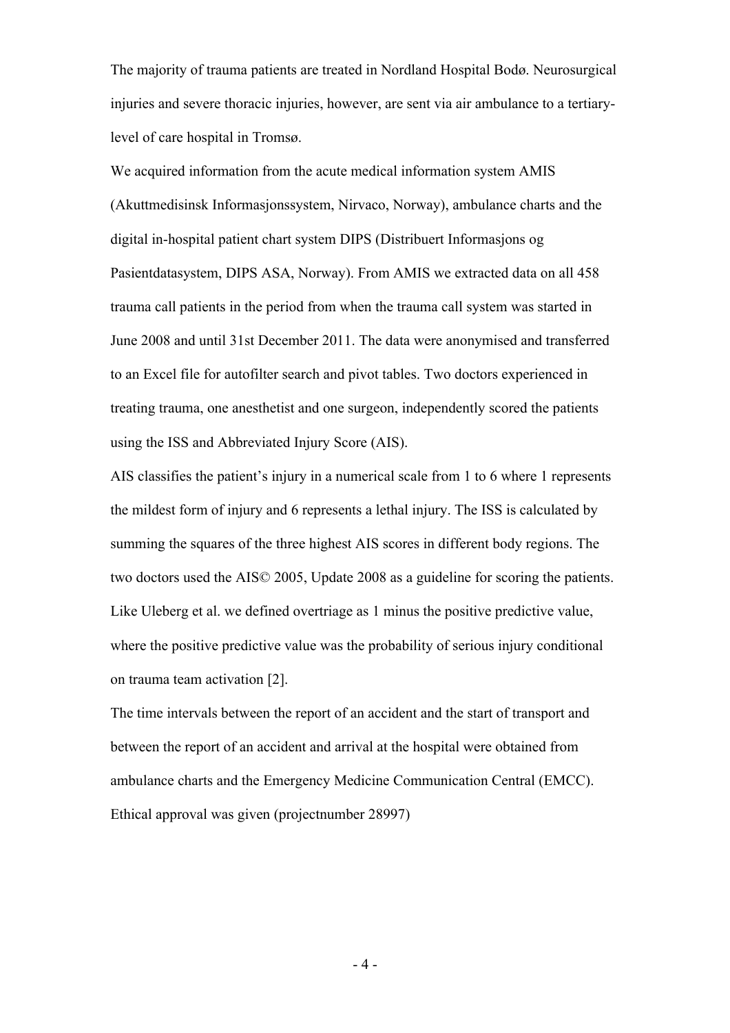The majority of trauma patients are treated in Nordland Hospital Bodø. Neurosurgical injuries and severe thoracic injuries, however, are sent via air ambulance to a tertiary-level of care hospital in Tromsø.

We acquired information from the acute medical information system AMIS (Akuttmedisinsk Informasjonssystem, Nirvaco, Norway), ambulance charts and the digital in-hospital patient chart system DIPS (Distribuert Informasjons og Pasientdatasystem, DIPS ASA, Norway). From AMIS we extracted data on all 458 trauma call patients in the period from when the trauma call system was started in June 2008 and until 31st December 2011. The data were anonymised and transferred to an Excel file for autofilter search and pivot tables. Two doctors experienced in treating trauma, one anesthetist and one surgeon, independently scored the patients using the ISS and Abbreviated Injury Score (AIS).

AIS classifies the patient's injury in a numerical scale from 1 to 6 where 1 represents the mildest form of injury and 6 represents a lethal injury. The ISS is calculated by summing the squares of the three highest AIS scores in different body regions. The two doctors used the AIS© 2005, Update 2008 as a guideline for scoring the patients. Like Uleberg et al. we defined overtriage as 1 minus the positive predictive value, where the positive predictive value was the probability of serious injury conditional on trauma team activation [2].

The time intervals between the report of an accident and the start of transport and between the report of an accident and arrival at the hospital were obtained from ambulance charts and the Emergency Medicine Communication Central (EMCC). Ethical approval was given (projectnumber 28997)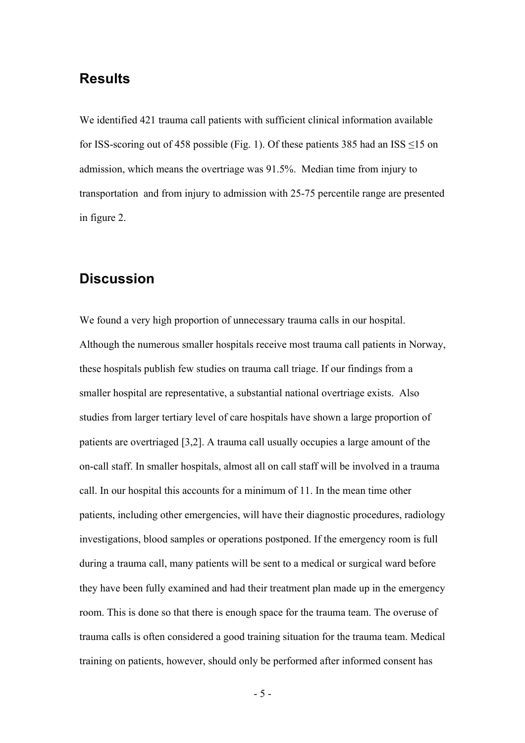## Results

We identified 421 trauma call patients with sufficient clinical information available for ISS-scoring out of 458 possible (Fig. 1). Of these patients 385 had an ISS ≤15 on admission, which means the overtriage was 91.5%. Median time from injury to transportation and from injury to admission with 25-75 percentile range are presented in figure 2.

## Discussion

We found a very high proportion of unnecessary trauma calls in our hospital. Although the numerous smaller hospitals receive most trauma call patients in Norway, these hospitals publish few studies on trauma call triage. If our findings from a smaller hospital are representative, a substantial national overtriage exists. Also studies from larger tertiary level of care hospitals have shown a large proportion of patients are overtriaged [3,2]. A trauma call usually occupies a large amount of the on-call staff. In smaller hospitals, almost all on call staff will be involved in a trauma call. In our hospital this accounts for a minimum of 11. In the mean time other patients, including other emergencies, will have their diagnostic procedures, radiology investigations, blood samples or operations postponed. If the emergency room is full during a trauma call, many patients will be sent to a medical or surgical ward before they have been fully examined and had their treatment plan made up in the emergency room. This is done so that there is enough space for the trauma team. The overuse of trauma calls is often considered a good training situation for the trauma team. Medical training on patients, however, should only be performed after informed consent has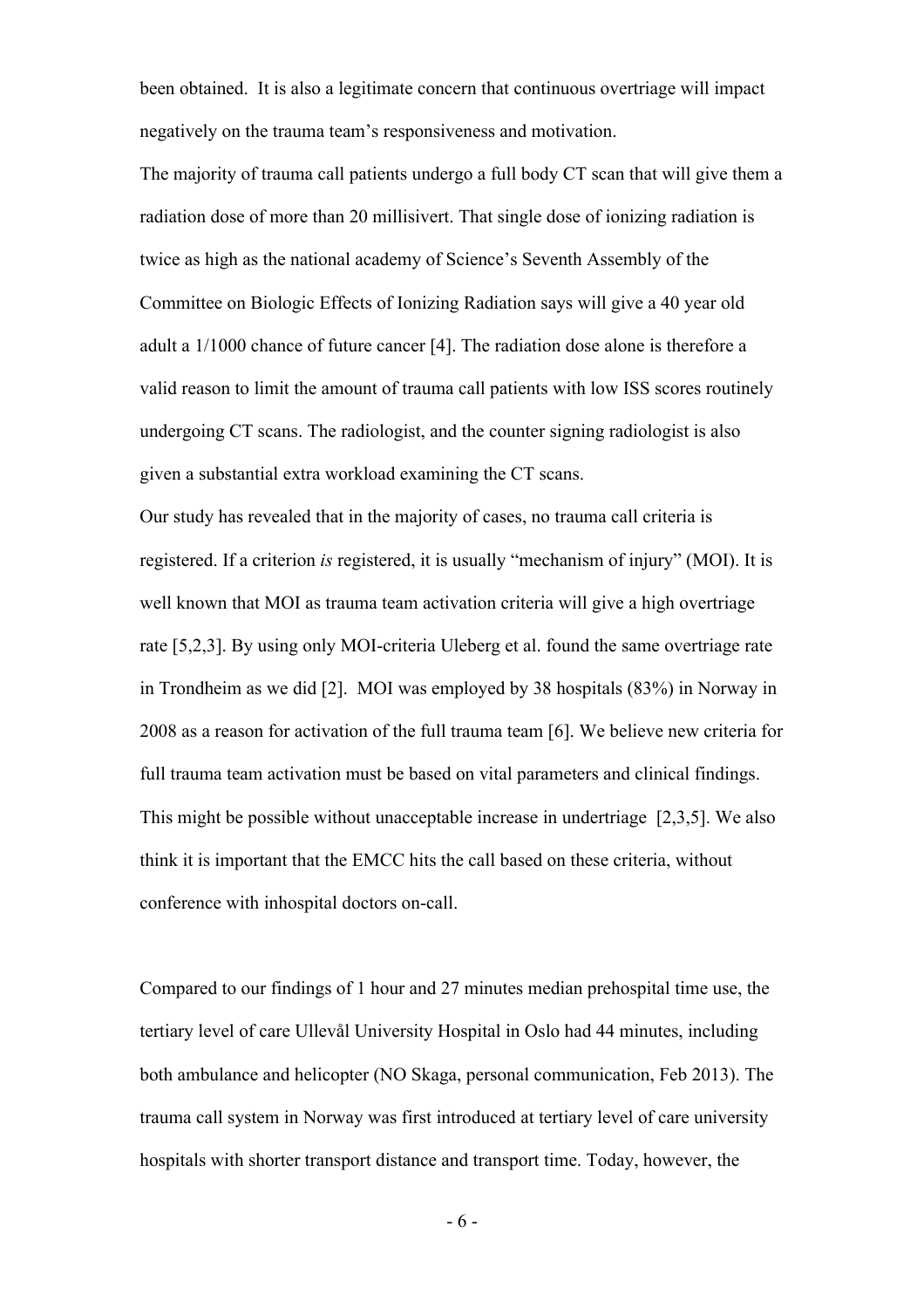been obtained. It is also a legitimate concern that continuous overtriage will impact negatively on the trauma team's responsiveness and motivation.

The majority of trauma call patients undergo a full body CT scan that will give them a radiation dose of more than 20 millisivert. That single dose of ionizing radiation is twice as high as the national academy of Science's Seventh Assembly of the Committee on Biologic Effects of Ionizing Radiation says will give a 40 year old adult a 1/1000 chance of future cancer [4]. The radiation dose alone is therefore a valid reason to limit the amount of trauma call patients with low ISS scores routinely undergoing CT scans. The radiologist, and the counter signing radiologist is also given a substantial extra workload examining the CT scans.

Our study has revealed that in the majority of cases, no trauma call criteria is registered. If a criterion *is* registered, it is usually "mechanism of injury" (MOI). It is well known that MOI as trauma team activation criteria will give a high overtriage rate [5,2,3]. By using only MOI-criteria Uleberg et al. found the same overtriage rate in Trondheim as we did [2]. MOI was employed by 38 hospitals (83%) in Norway in 2008 as a reason for activation of the full trauma team [6]. We believe new criteria for full trauma team activation must be based on vital parameters and clinical findings. This might be possible without unacceptable increase in undertriage [2,3,5]. We also think it is important that the EMCC hits the call based on these criteria, without conference with inhospital doctors on-call.

Compared to our findings of 1 hour and 27 minutes median prehospital time use, the tertiary level of care Ullevål University Hospital in Oslo had 44 minutes, including both ambulance and helicopter (NO Skaga, personal communication, Feb 2013). The trauma call system in Norway was first introduced at tertiary level of care university hospitals with shorter transport distance and transport time. Today, however, the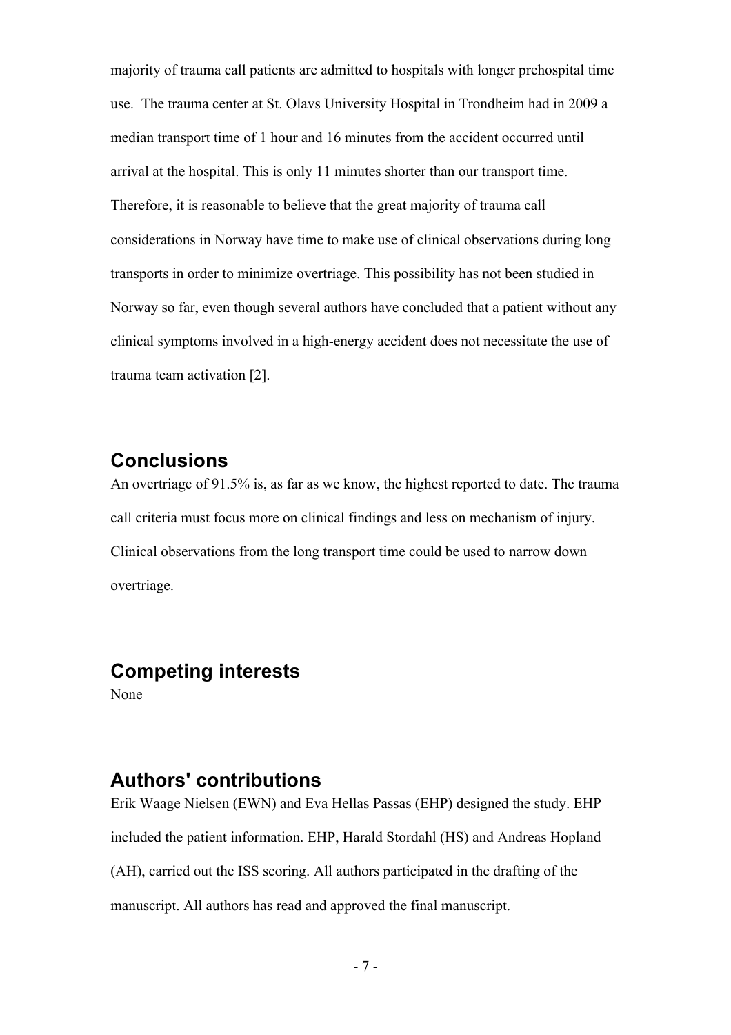majority of trauma call patients are admitted to hospitals with longer prehospital time use. The trauma center at St. Olavs University Hospital in Trondheim had in 2009 a median transport time of 1 hour and 16 minutes from the accident occurred until arrival at the hospital. This is only 11 minutes shorter than our transport time. Therefore, it is reasonable to believe that the great majority of trauma call considerations in Norway have time to make use of clinical observations during long transports in order to minimize overtriage. This possibility has not been studied in Norway so far, even though several authors have concluded that a patient without any clinical symptoms involved in a high-energy accident does not necessitate the use of trauma team activation [2].

## Conclusions

An overtriage of 91.5% is, as far as we know, the highest reported to date. The trauma call criteria must focus more on clinical findings and less on mechanism of injury. Clinical observations from the long transport time could be used to narrow down overtriage.

## Competing interests

None

## Authors' contributions

Erik Waage Nielsen (EWN) and Eva Hellas Passas (EHP) designed the study. EHP included the patient information. EHP, Harald Stordahl (HS) and Andreas Hopland (AH), carried out the ISS scoring. All authors participated in the drafting of the manuscript. All authors has read and approved the final manuscript.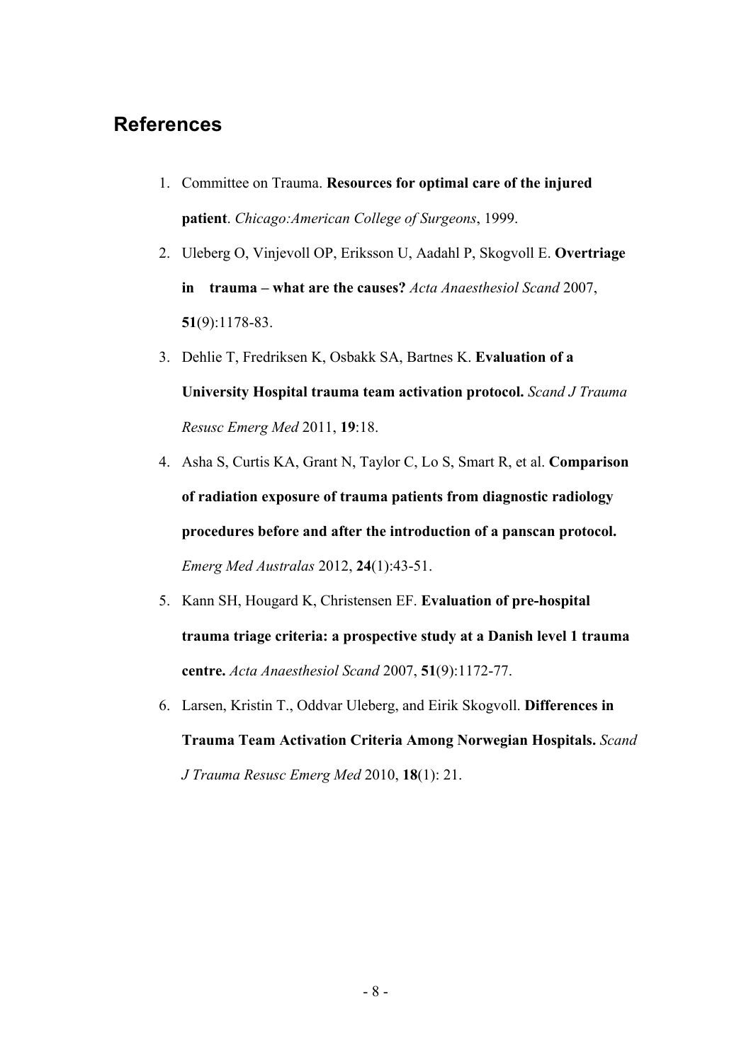## References

1. Committee on Trauma. **Resources for optimal care of the injured patient**. *Chicago:American College of Surgeons*, 1999.
2. Uleberg O, Vinjevoll OP, Eriksson U, Aadahl P, Skogvoll E. **Overtriage in trauma – what are the causes?** *Acta Anaesthesiol Scand* 2007, **51**(9):1178-83.
3. Dehlie T, Fredriksen K, Osbakk SA, Bartnes K. **Evaluation of a University Hospital trauma team activation protocol.** *Scand J Trauma Resusc Emerg Med* 2011, **19**:18.
4. Asha S, Curtis KA, Grant N, Taylor C, Lo S, Smart R, et al. **Comparison of radiation exposure of trauma patients from diagnostic radiology procedures before and after the introduction of a panscan protocol.** *Emerg Med Australas* 2012, **24**(1):43-51.
5. Kann SH, Hougard K, Christensen EF. **Evaluation of pre-hospital trauma triage criteria: a prospective study at a Danish level 1 trauma centre.** *Acta Anaesthesiol Scand* 2007, **51**(9):1172-77.
6. Larsen, Kristin T., Oddvar Uleberg, and Eirik Skogvoll. **Differences in Trauma Team Activation Criteria Among Norwegian Hospitals.** *Scand J Trauma Resusc Emerg Med* 2010, **18**(1): 21.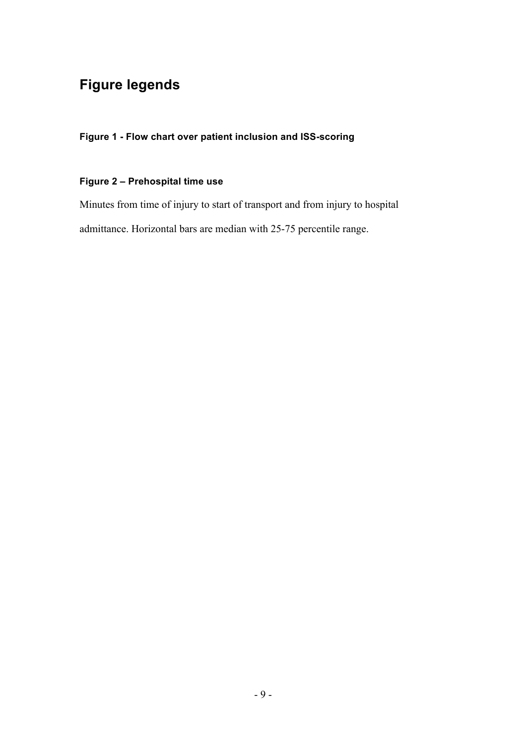# Figure legends

### Figure 1 - Flow chart over patient inclusion and ISS-scoring

### Figure 2 – Prehospital time use

Minutes from time of injury to start of transport and from injury to hospital admittance. Horizontal bars are median with 25-75 percentile range.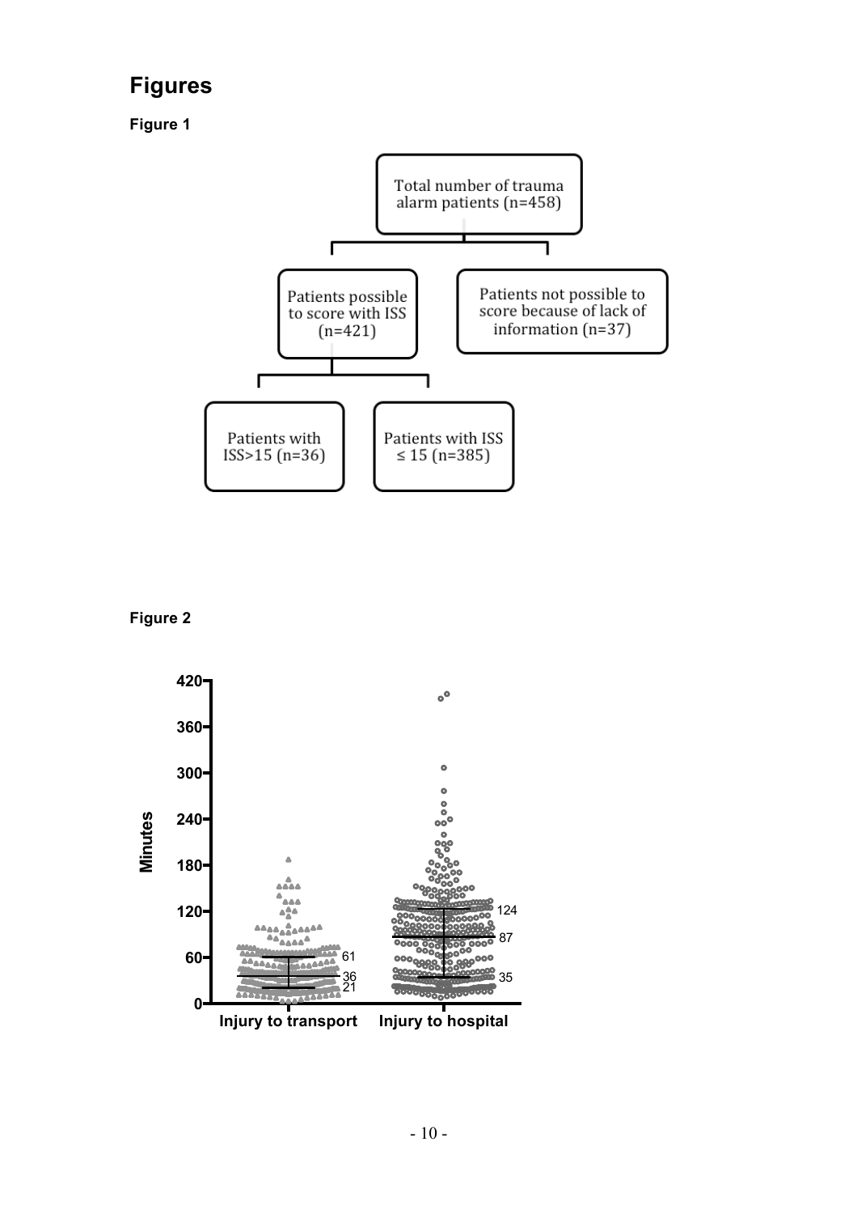## Figures

**Figure 1**

Total number of trauma alarm patients (n=458)

- Patients possible to score with ISS (n=421)
  - Patients with ISS>15 (n=36)
  - Patients with ISS ≤ 15 (n=385)
- Patients not possible to score because of lack of information (n=37)

**Figure 2**

Minutes

420
360
300
240
180
120
60
0

Injury to transport: 61, 36, 21

Injury to hospital: 124, 87, 35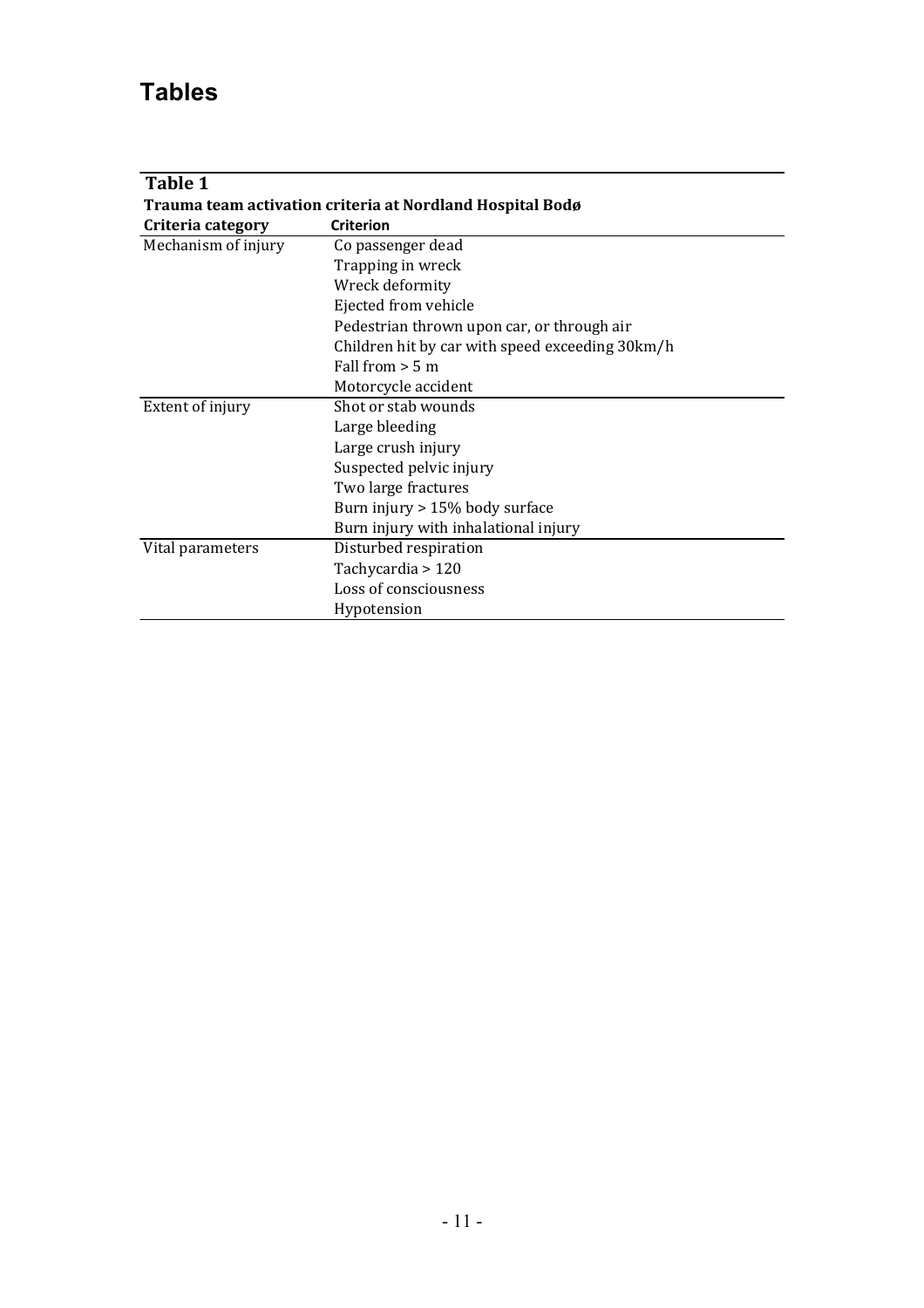# Tables

**Table 1**

**Trauma team activation criteria at Nordland Hospital Bodø**

| Criteria category | Criterion |
|---|---|
| Mechanism of injury | Co passenger dead |
| | Trapping in wreck |
| | Wreck deformity |
| | Ejected from vehicle |
| | Pedestrian thrown upon car, or through air |
| | Children hit by car with speed exceeding 30km/h |
| | Fall from > 5 m |
| | Motorcycle accident |
| Extent of injury | Shot or stab wounds |
| | Large bleeding |
| | Large crush injury |
| | Suspected pelvic injury |
| | Two large fractures |
| | Burn injury > 15% body surface |
| | Burn injury with inhalational injury |
| Vital parameters | Disturbed respiration |
| | Tachycardia > 120 |
| | Loss of consciousness |
| | Hypotension |